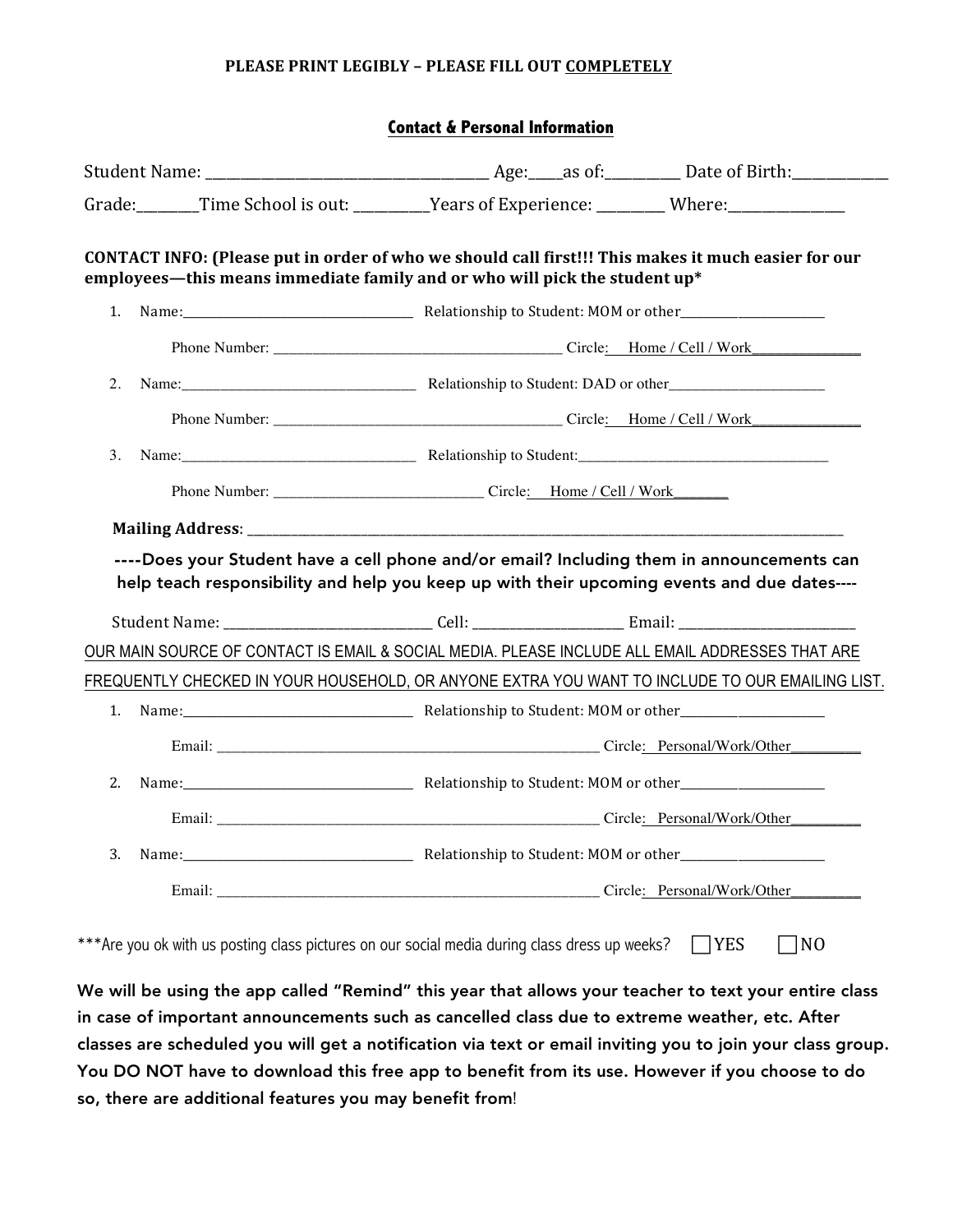**PLEASE PRINT LEGIBLY – PLEASE FILL OUT <u>COMPLETELY</u>**

## Contact & Personal Information

Student Name: ______________________________________ Age:____as of:__________ Date of Birth:_____________

Grade:________Time School is out: __________Years of Experience: _________ Where:________________

**CONTACT INFO: (Please put in order of who we should call first!!! This makes it much easier for our employees—this means immediate family and or who will pick the student up***

1. Name:_________________________________ Relationship to Student: MOM or other_____________________

   Phone Number: ________________________________________ Circle: Home / Cell / Work_______________

2. Name:_________________________________ Relationship to Student: DAD or other______________________

   Phone Number: ________________________________________ Circle: Home / Cell / Work_______________

3. Name:_________________________________ Relationship to Student:___________________________________

   Phone Number: ____________________________ Circle: Home / Cell / Work_______

**Mailing Address**: ______________________________________________________________________________________

----Does your Student have a cell phone and/or email? Including them in announcements can help teach responsibility and help you keep up with their upcoming events and due dates----

Student Name: ______________________________ Cell: _____________________ Email: __________________________

<u>OUR MAIN SOURCE OF CONTACT IS EMAIL & SOCIAL MEDIA. PLEASE INCLUDE ALL EMAIL ADDRESSES THAT ARE FREQUENTLY CHECKED IN YOUR HOUSEHOLD, OR ANYONE EXTRA YOU WANT TO INCLUDE TO OUR EMAILING LIST.</u>

1. Name:_________________________________ Relationship to Student: MOM or other____________________

   Email: _______________________________________________________ Circle: Personal/Work/Other__________

2. Name:_________________________________ Relationship to Student: MOM or other____________________

   Email: _______________________________________________________ Circle: Personal/Work/Other__________

3. Name:_________________________________ Relationship to Student: MOM or other____________________

   Email: _______________________________________________________ Circle: Personal/Work/Other__________

***Are you ok with us posting class pictures on our social media during class dress up weeks? ☐ YES ☐ NO

**We will be using the app called "Remind" this year that allows your teacher to text your entire class in case of important announcements such as cancelled class due to extreme weather, etc. After classes are scheduled you will get a notification via text or email inviting you to join your class group. You DO NOT have to download this free app to benefit from its use. However if you choose to do so, there are additional features you may benefit from!**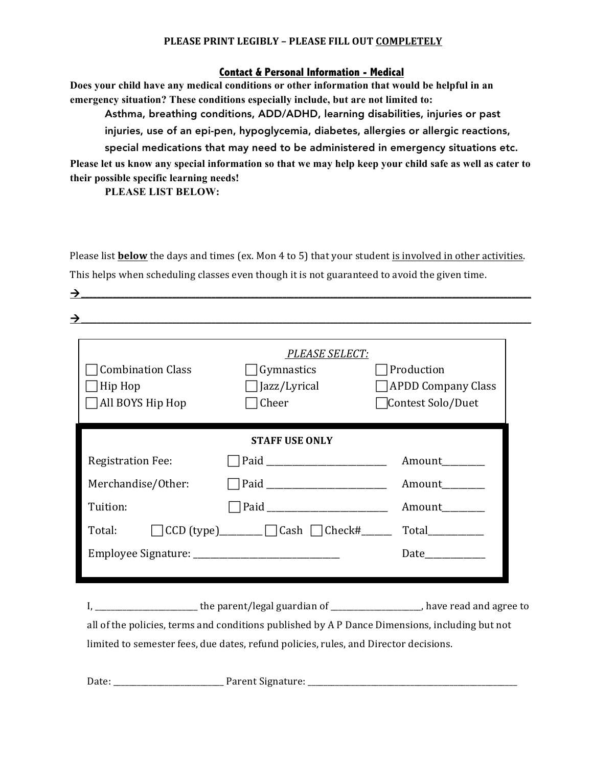**PLEASE PRINT LEGIBLY – PLEASE FILL OUT <u>COMPLETELY</u>**

## Contact & Personal Information - Medical

**Does your child have any medical conditions or other information that would be helpful in an emergency situation? These conditions especially include, but are not limited to:**

Asthma, breathing conditions, ADD/ADHD, learning disabilities, injuries or past injuries, use of an epi-pen, hypoglycemia, diabetes, allergies or allergic reactions, special medications that may need to be administered in emergency situations etc.

**Please let us know any special information so that we may help keep your child safe as well as cater to their possible specific learning needs!**

**PLEASE LIST BELOW:**

Please list **<u>below</u>** the days and times (ex. Mon 4 to 5) that your student <u>is involved in other activities</u>. This helps when scheduling classes even though it is not guaranteed to avoid the given time.

→ ______________________________________________________________________________

→ ______________________________________________________________________________

*PLEASE SELECT:*

| | | |
|---|---|---|
| ☐ Combination Class | ☐ Gymnastics | ☐ Production |
| ☐ Hip Hop | ☐ Jazz/Lyrical | ☐ APDD Company Class |
| ☐ All BOYS Hip Hop | ☐ Cheer | ☐ Contest Solo/Duet |

**STAFF USE ONLY**

| | | |
|---|---|---|
| Registration Fee: | ☐ Paid ____________________ | Amount________ |
| Merchandise/Other: | ☐ Paid ____________________ | Amount________ |
| Tuition: | ☐ Paid ____________________ | Amount________ |
| Total: | ☐ CCD (type)________ ☐ Cash ☐ Check#______ | Total___________ |
| Employee Signature: ___________________________ | | Date____________ |

I, ______________________ the parent/legal guardian of ____________________, have read and agree to all of the policies, terms and conditions published by A P Dance Dimensions, including but not limited to semester fees, due dates, refund policies, rules, and Director decisions.

Date: ________________________ Parent Signature: _______________________________________________